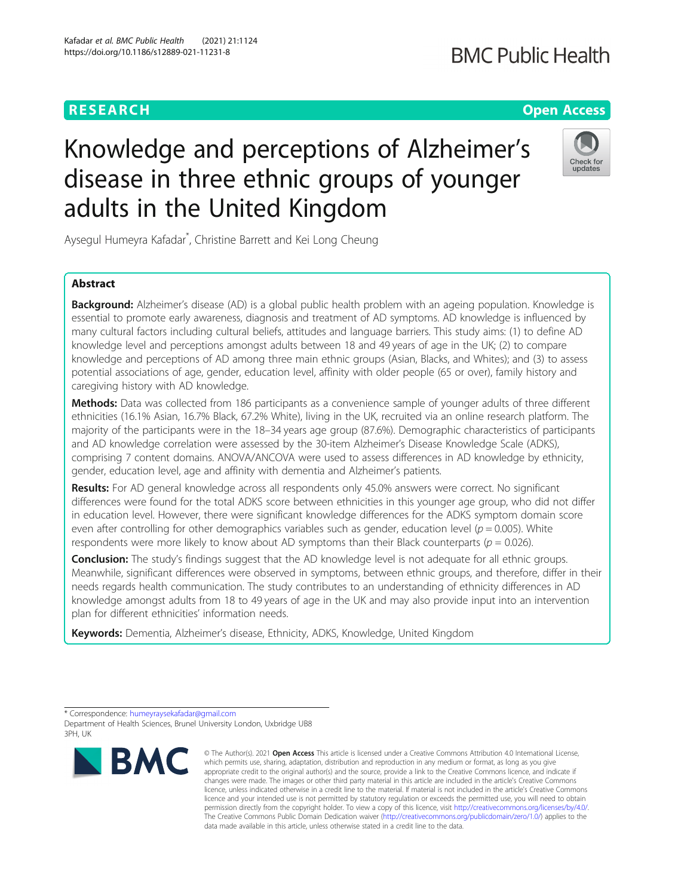RESEARCH

Open Access

# Knowledge and perceptions of Alzheimer's disease in three ethnic groups of younger adults in the United Kingdom

Aysegul Humeyra Kafadar*, Christine Barrett and Kei Long Cheung

## Abstract

**Background:** Alzheimer's disease (AD) is a global public health problem with an ageing population. Knowledge is essential to promote early awareness, diagnosis and treatment of AD symptoms. AD knowledge is influenced by many cultural factors including cultural beliefs, attitudes and language barriers. This study aims: (1) to define AD knowledge level and perceptions amongst adults between 18 and 49 years of age in the UK; (2) to compare knowledge and perceptions of AD among three main ethnic groups (Asian, Blacks, and Whites); and (3) to assess potential associations of age, gender, education level, affinity with older people (65 or over), family history and caregiving history with AD knowledge.

**Methods:** Data was collected from 186 participants as a convenience sample of younger adults of three different ethnicities (16.1% Asian, 16.7% Black, 67.2% White), living in the UK, recruited via an online research platform. The majority of the participants were in the 18–34 years age group (87.6%). Demographic characteristics of participants and AD knowledge correlation were assessed by the 30-item Alzheimer's Disease Knowledge Scale (ADKS), comprising 7 content domains. ANOVA/ANCOVA were used to assess differences in AD knowledge by ethnicity, gender, education level, age and affinity with dementia and Alzheimer's patients.

**Results:** For AD general knowledge across all respondents only 45.0% answers were correct. No significant differences were found for the total ADKS score between ethnicities in this younger age group, who did not differ in education level. However, there were significant knowledge differences for the ADKS symptom domain score even after controlling for other demographics variables such as gender, education level ($p = 0.005$). White respondents were more likely to know about AD symptoms than their Black counterparts ($p = 0.026$).

**Conclusion:** The study's findings suggest that the AD knowledge level is not adequate for all ethnic groups. Meanwhile, significant differences were observed in symptoms, between ethnic groups, and therefore, differ in their needs regards health communication. The study contributes to an understanding of ethnicity differences in AD knowledge amongst adults from 18 to 49 years of age in the UK and may also provide input into an intervention plan for different ethnicities' information needs.

**Keywords:** Dementia, Alzheimer's disease, Ethnicity, ADKS, Knowledge, United Kingdom

---

* Correspondence: humeyraysekafadar@gmail.com
Department of Health Sciences, Brunel University London, Uxbridge UB8 3PH, UK

© The Author(s). 2021 **Open Access** This article is licensed under a Creative Commons Attribution 4.0 International License, which permits use, sharing, adaptation, distribution and reproduction in any medium or format, as long as you give appropriate credit to the original author(s) and the source, provide a link to the Creative Commons licence, and indicate if changes were made. The images or other third party material in this article are included in the article's Creative Commons licence, unless indicated otherwise in a credit line to the material. If material is not included in the article's Creative Commons licence and your intended use is not permitted by statutory regulation or exceeds the permitted use, you will need to obtain permission directly from the copyright holder. To view a copy of this licence, visit http://creativecommons.org/licenses/by/4.0/. The Creative Commons Public Domain Dedication waiver (http://creativecommons.org/publicdomain/zero/1.0/) applies to the data made available in this article, unless otherwise stated in a credit line to the data.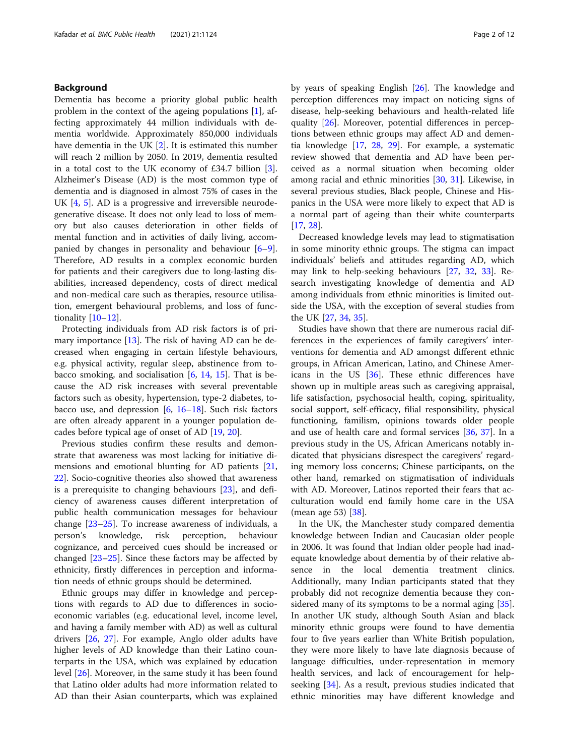## Background

Dementia has become a priority global public health problem in the context of the ageing populations [1], affecting approximately 44 million individuals with dementia worldwide. Approximately 850,000 individuals have dementia in the UK [2]. It is estimated this number will reach 2 million by 2050. In 2019, dementia resulted in a total cost to the UK economy of £34.7 billion [3]. Alzheimer's Disease (AD) is the most common type of dementia and is diagnosed in almost 75% of cases in the UK [4, 5]. AD is a progressive and irreversible neurodegenerative disease. It does not only lead to loss of memory but also causes deterioration in other fields of mental function and in activities of daily living, accompanied by changes in personality and behaviour [6–9]. Therefore, AD results in a complex economic burden for patients and their caregivers due to long-lasting disabilities, increased dependency, costs of direct medical and non-medical care such as therapies, resource utilisation, emergent behavioural problems, and loss of functionality [10–12].

Protecting individuals from AD risk factors is of primary importance [13]. The risk of having AD can be decreased when engaging in certain lifestyle behaviours, e.g. physical activity, regular sleep, abstinence from tobacco smoking, and socialisation [6, 14, 15]. That is because the AD risk increases with several preventable factors such as obesity, hypertension, type-2 diabetes, tobacco use, and depression [6, 16–18]. Such risk factors are often already apparent in a younger population decades before typical age of onset of AD [19, 20].

Previous studies confirm these results and demonstrate that awareness was most lacking for initiative dimensions and emotional blunting for AD patients [21, 22]. Socio-cognitive theories also showed that awareness is a prerequisite to changing behaviours [23], and deficiency of awareness causes different interpretation of public health communication messages for behaviour change [23–25]. To increase awareness of individuals, a person's knowledge, risk perception, behaviour cognizance, and perceived cues should be increased or changed [23–25]. Since these factors may be affected by ethnicity, firstly differences in perception and information needs of ethnic groups should be determined.

Ethnic groups may differ in knowledge and perceptions with regards to AD due to differences in socioeconomic variables (e.g. educational level, income level, and having a family member with AD) as well as cultural drivers [26, 27]. For example, Anglo older adults have higher levels of AD knowledge than their Latino counterparts in the USA, which was explained by education level [26]. Moreover, in the same study it has been found that Latino older adults had more information related to AD than their Asian counterparts, which was explained by years of speaking English [26]. The knowledge and perception differences may impact on noticing signs of disease, help-seeking behaviours and health-related life quality [26]. Moreover, potential differences in perceptions between ethnic groups may affect AD and dementia knowledge [17, 28, 29]. For example, a systematic review showed that dementia and AD have been perceived as a normal situation when becoming older among racial and ethnic minorities [30, 31]. Likewise, in several previous studies, Black people, Chinese and Hispanics in the USA were more likely to expect that AD is a normal part of ageing than their white counterparts [17, 28].

Decreased knowledge levels may lead to stigmatisation in some minority ethnic groups. The stigma can impact individuals' beliefs and attitudes regarding AD, which may link to help-seeking behaviours [27, 32, 33]. Research investigating knowledge of dementia and AD among individuals from ethnic minorities is limited outside the USA, with the exception of several studies from the UK [27, 34, 35].

Studies have shown that there are numerous racial differences in the experiences of family caregivers' interventions for dementia and AD amongst different ethnic groups, in African American, Latino, and Chinese Americans in the US [36]. These ethnic differences have shown up in multiple areas such as caregiving appraisal, life satisfaction, psychosocial health, coping, spirituality, social support, self-efficacy, filial responsibility, physical functioning, familism, opinions towards older people and use of health care and formal services [36, 37]. In a previous study in the US, African Americans notably indicated that physicians disrespect the caregivers' regarding memory loss concerns; Chinese participants, on the other hand, remarked on stigmatisation of individuals with AD. Moreover, Latinos reported their fears that acculturation would end family home care in the USA (mean age 53) [38].

In the UK, the Manchester study compared dementia knowledge between Indian and Caucasian older people in 2006. It was found that Indian older people had inadequate knowledge about dementia by of their relative absence in the local dementia treatment clinics. Additionally, many Indian participants stated that they probably did not recognize dementia because they considered many of its symptoms to be a normal aging [35]. In another UK study, although South Asian and black minority ethnic groups were found to have dementia four to five years earlier than White British population, they were more likely to have late diagnosis because of language difficulties, under-representation in memory health services, and lack of encouragement for help-seeking [34]. As a result, previous studies indicated that ethnic minorities may have different knowledge and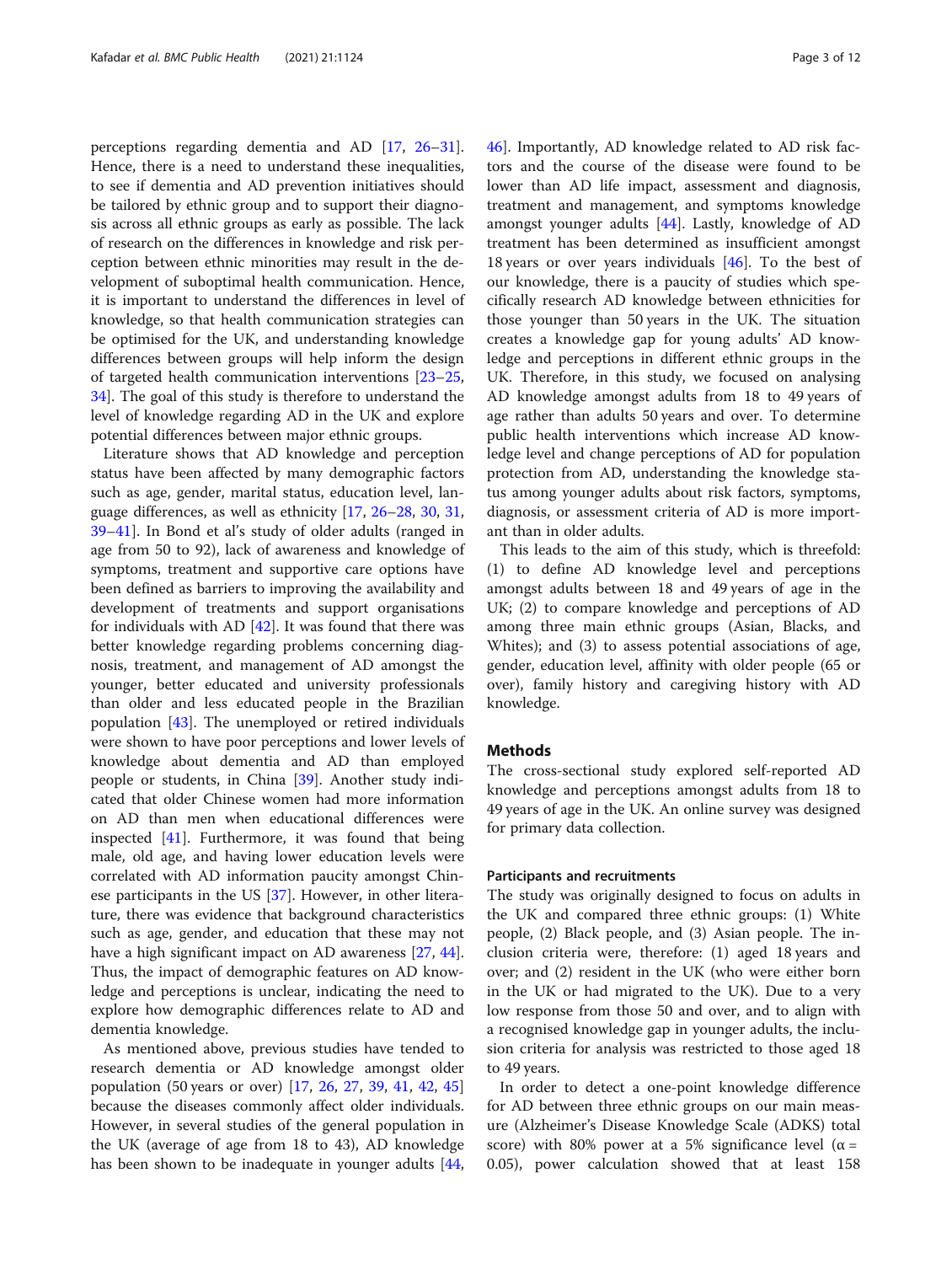perceptions regarding dementia and AD [17, 26–31]. Hence, there is a need to understand these inequalities, to see if dementia and AD prevention initiatives should be tailored by ethnic group and to support their diagnosis across all ethnic groups as early as possible. The lack of research on the differences in knowledge and risk perception between ethnic minorities may result in the development of suboptimal health communication. Hence, it is important to understand the differences in level of knowledge, so that health communication strategies can be optimised for the UK, and understanding knowledge differences between groups will help inform the design of targeted health communication interventions [23–25, 34]. The goal of this study is therefore to understand the level of knowledge regarding AD in the UK and explore potential differences between major ethnic groups.

Literature shows that AD knowledge and perception status have been affected by many demographic factors such as age, gender, marital status, education level, language differences, as well as ethnicity [17, 26–28, 30, 31, 39–41]. In Bond et al's study of older adults (ranged in age from 50 to 92), lack of awareness and knowledge of symptoms, treatment and supportive care options have been defined as barriers to improving the availability and development of treatments and support organisations for individuals with AD [42]. It was found that there was better knowledge regarding problems concerning diagnosis, treatment, and management of AD amongst the younger, better educated and university professionals than older and less educated people in the Brazilian population [43]. The unemployed or retired individuals were shown to have poor perceptions and lower levels of knowledge about dementia and AD than employed people or students, in China [39]. Another study indicated that older Chinese women had more information on AD than men when educational differences were inspected [41]. Furthermore, it was found that being male, old age, and having lower education levels were correlated with AD information paucity amongst Chinese participants in the US [37]. However, in other literature, there was evidence that background characteristics such as age, gender, and education that these may not have a high significant impact on AD awareness [27, 44]. Thus, the impact of demographic features on AD knowledge and perceptions is unclear, indicating the need to explore how demographic differences relate to AD and dementia knowledge.

As mentioned above, previous studies have tended to research dementia or AD knowledge amongst older population (50 years or over) [17, 26, 27, 39, 41, 42, 45] because the diseases commonly affect older individuals. However, in several studies of the general population in the UK (average of age from 18 to 43), AD knowledge has been shown to be inadequate in younger adults [44, 46]. Importantly, AD knowledge related to AD risk factors and the course of the disease were found to be lower than AD life impact, assessment and diagnosis, treatment and management, and symptoms knowledge amongst younger adults [44]. Lastly, knowledge of AD treatment has been determined as insufficient amongst 18 years or over years individuals [46]. To the best of our knowledge, there is a paucity of studies which specifically research AD knowledge between ethnicities for those younger than 50 years in the UK. The situation creates a knowledge gap for young adults' AD knowledge and perceptions in different ethnic groups in the UK. Therefore, in this study, we focused on analysing AD knowledge amongst adults from 18 to 49 years of age rather than adults 50 years and over. To determine public health interventions which increase AD knowledge level and change perceptions of AD for population protection from AD, understanding the knowledge status among younger adults about risk factors, symptoms, diagnosis, or assessment criteria of AD is more important than in older adults.

This leads to the aim of this study, which is threefold: (1) to define AD knowledge level and perceptions amongst adults between 18 and 49 years of age in the UK; (2) to compare knowledge and perceptions of AD among three main ethnic groups (Asian, Blacks, and Whites); and (3) to assess potential associations of age, gender, education level, affinity with older people (65 or over), family history and caregiving history with AD knowledge.

## Methods

The cross-sectional study explored self-reported AD knowledge and perceptions amongst adults from 18 to 49 years of age in the UK. An online survey was designed for primary data collection.

### Participants and recruitments

The study was originally designed to focus on adults in the UK and compared three ethnic groups: (1) White people, (2) Black people, and (3) Asian people. The inclusion criteria were, therefore: (1) aged 18 years and over; and (2) resident in the UK (who were either born in the UK or had migrated to the UK). Due to a very low response from those 50 and over, and to align with a recognised knowledge gap in younger adults, the inclusion criteria for analysis was restricted to those aged 18 to 49 years.

In order to detect a one-point knowledge difference for AD between three ethnic groups on our main measure (Alzheimer's Disease Knowledge Scale (ADKS) total score) with 80% power at a 5% significance level ($\alpha = 0.05$), power calculation showed that at least 158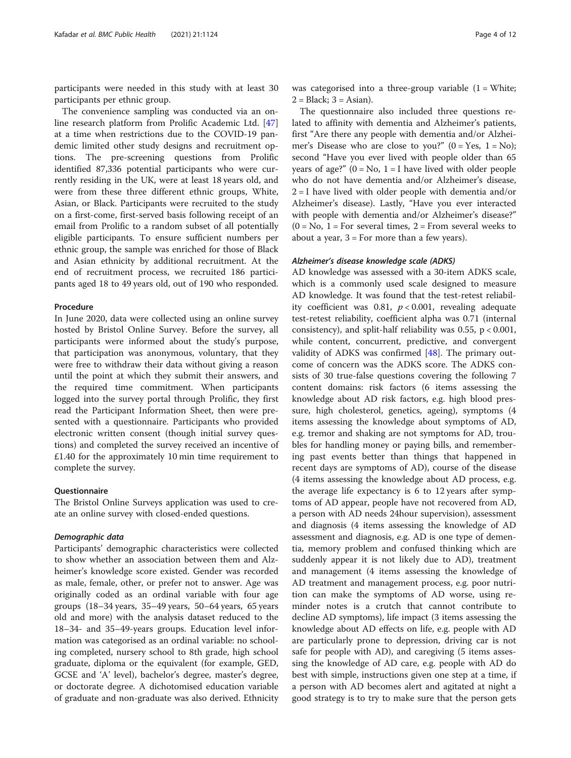participants were needed in this study with at least 30 participants per ethnic group.

The convenience sampling was conducted via an online research platform from Prolific Academic Ltd. [47] at a time when restrictions due to the COVID-19 pandemic limited other study designs and recruitment options. The pre-screening questions from Prolific identified 87,336 potential participants who were currently residing in the UK, were at least 18 years old, and were from these three different ethnic groups, White, Asian, or Black. Participants were recruited to the study on a first-come, first-served basis following receipt of an email from Prolific to a random subset of all potentially eligible participants. To ensure sufficient numbers per ethnic group, the sample was enriched for those of Black and Asian ethnicity by additional recruitment. At the end of recruitment process, we recruited 186 participants aged 18 to 49 years old, out of 190 who responded.

### Procedure

In June 2020, data were collected using an online survey hosted by Bristol Online Survey. Before the survey, all participants were informed about the study's purpose, that participation was anonymous, voluntary, that they were free to withdraw their data without giving a reason until the point at which they submit their answers, and the required time commitment. When participants logged into the survey portal through Prolific, they first read the Participant Information Sheet, then were presented with a questionnaire. Participants who provided electronic written consent (though initial survey questions) and completed the survey received an incentive of £1.40 for the approximately 10 min time requirement to complete the survey.

### Questionnaire

The Bristol Online Surveys application was used to create an online survey with closed-ended questions.

#### *Demographic data*

Participants' demographic characteristics were collected to show whether an association between them and Alzheimer's knowledge score existed. Gender was recorded as male, female, other, or prefer not to answer. Age was originally coded as an ordinal variable with four age groups (18–34 years, 35–49 years, 50–64 years, 65 years old and more) with the analysis dataset reduced to the 18–34- and 35–49-years groups. Education level information was categorised as an ordinal variable: no schooling completed, nursery school to 8th grade, high school graduate, diploma or the equivalent (for example, GED, GCSE and 'A' level), bachelor's degree, master's degree, or doctorate degree. A dichotomised education variable of graduate and non-graduate was also derived. Ethnicity was categorised into a three-group variable (1 = White; 2 = Black; 3 = Asian).

The questionnaire also included three questions related to affinity with dementia and Alzheimer's patients, first "Are there any people with dementia and/or Alzheimer's Disease who are close to you?" (0 = Yes, 1 = No); second "Have you ever lived with people older than 65 years of age?" (0 = No, 1 = I have lived with older people who do not have dementia and/or Alzheimer's disease, 2 = I have lived with older people with dementia and/or Alzheimer's disease). Lastly, "Have you ever interacted with people with dementia and/or Alzheimer's disease?" (0 = No, 1 = For several times, 2 = From several weeks to about a year, 3 = For more than a few years).

#### *Alzheimer's disease knowledge scale (ADKS)*

AD knowledge was assessed with a 30-item ADKS scale, which is a commonly used scale designed to measure AD knowledge. It was found that the test-retest reliability coefficient was 0.81, $p < 0.001$, revealing adequate test-retest reliability, coefficient alpha was 0.71 (internal consistency), and split-half reliability was 0.55, $p < 0.001$, while content, concurrent, predictive, and convergent validity of ADKS was confirmed [48]. The primary outcome of concern was the ADKS score. The ADKS consists of 30 true-false questions covering the following 7 content domains: risk factors (6 items assessing the knowledge about AD risk factors, e.g. high blood pressure, high cholesterol, genetics, ageing), symptoms (4 items assessing the knowledge about symptoms of AD, e.g. tremor and shaking are not symptoms for AD, troubles for handling money or paying bills, and remembering past events better than things that happened in recent days are symptoms of AD), course of the disease (4 items assessing the knowledge about AD process, e.g. the average life expectancy is 6 to 12 years after symptoms of AD appear, people have not recovered from AD, a person with AD needs 24hour supervision), assessment and diagnosis (4 items assessing the knowledge of AD assessment and diagnosis, e.g. AD is one type of dementia, memory problem and confused thinking which are suddenly appear it is not likely due to AD), treatment and management (4 items assessing the knowledge of AD treatment and management process, e.g. poor nutrition can make the symptoms of AD worse, using reminder notes is a crutch that cannot contribute to decline AD symptoms), life impact (3 items assessing the knowledge about AD effects on life, e.g. people with AD are particularly prone to depression, driving car is not safe for people with AD), and caregiving (5 items assessing the knowledge of AD care, e.g. people with AD do best with simple, instructions given one step at a time, if a person with AD becomes alert and agitated at night a good strategy is to try to make sure that the person gets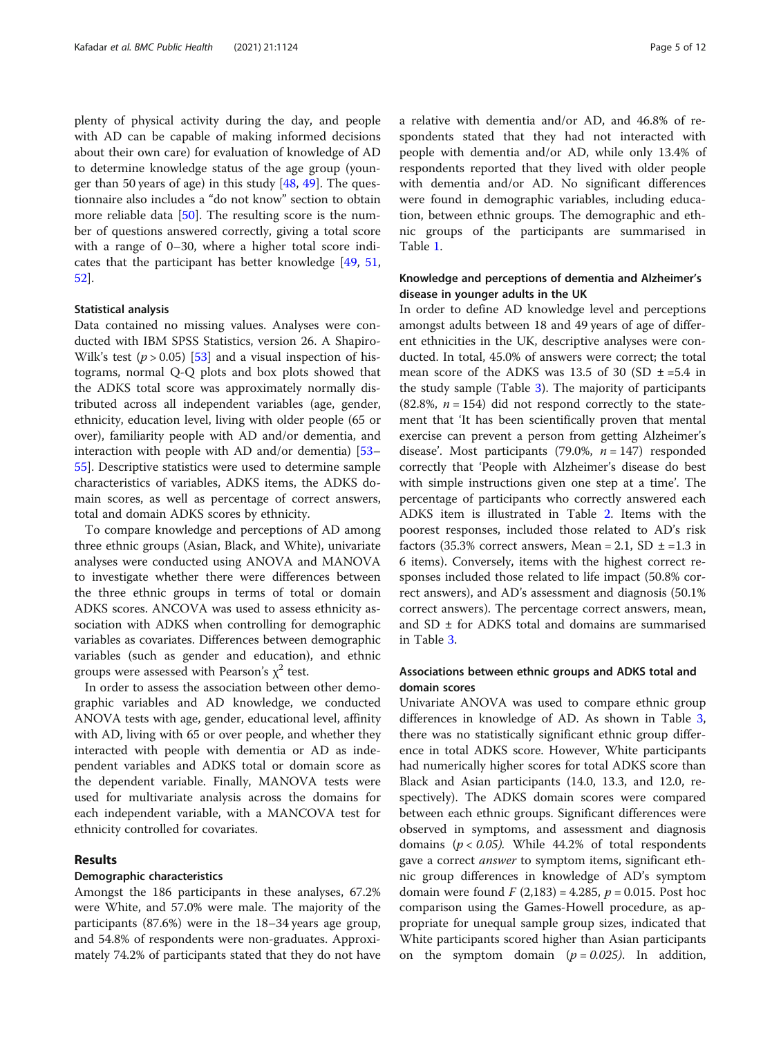plenty of physical activity during the day, and people with AD can be capable of making informed decisions about their own care) for evaluation of knowledge of AD to determine knowledge status of the age group (younger than 50 years of age) in this study [48, 49]. The questionnaire also includes a "do not know" section to obtain more reliable data [50]. The resulting score is the number of questions answered correctly, giving a total score with a range of 0–30, where a higher total score indicates that the participant has better knowledge [49, 51, 52].

### Statistical analysis

Data contained no missing values. Analyses were conducted with IBM SPSS Statistics, version 26. A Shapiro-Wilk's test ($p > 0.05$) [53] and a visual inspection of histograms, normal Q-Q plots and box plots showed that the ADKS total score was approximately normally distributed across all independent variables (age, gender, ethnicity, education level, living with older people (65 or over), familiarity people with AD and/or dementia, and interaction with people with AD and/or dementia) [53–55]. Descriptive statistics were used to determine sample characteristics of variables, ADKS items, the ADKS domain scores, as well as percentage of correct answers, total and domain ADKS scores by ethnicity.

To compare knowledge and perceptions of AD among three ethnic groups (Asian, Black, and White), univariate analyses were conducted using ANOVA and MANOVA to investigate whether there were differences between the three ethnic groups in terms of total or domain ADKS scores. ANCOVA was used to assess ethnicity association with ADKS when controlling for demographic variables as covariates. Differences between demographic variables (such as gender and education), and ethnic groups were assessed with Pearson's $\chi^2$ test.

In order to assess the association between other demographic variables and AD knowledge, we conducted ANOVA tests with age, gender, educational level, affinity with AD, living with 65 or over people, and whether they interacted with people with dementia or AD as independent variables and ADKS total or domain score as the dependent variable. Finally, MANOVA tests were used for multivariate analysis across the domains for each independent variable, with a MANCOVA test for ethnicity controlled for covariates.

## Results

### Demographic characteristics

Amongst the 186 participants in these analyses, 67.2% were White, and 57.0% were male. The majority of the participants (87.6%) were in the 18–34 years age group, and 54.8% of respondents were non-graduates. Approximately 74.2% of participants stated that they do not have a relative with dementia and/or AD, and 46.8% of respondents stated that they had not interacted with people with dementia and/or AD, while only 13.4% of respondents reported that they lived with older people with dementia and/or AD. No significant differences were found in demographic variables, including education, between ethnic groups. The demographic and ethnic groups of the participants are summarised in Table 1.

### Knowledge and perceptions of dementia and Alzheimer's disease in younger adults in the UK

In order to define AD knowledge level and perceptions amongst adults between 18 and 49 years of age of different ethnicities in the UK, descriptive analyses were conducted. In total, 45.0% of answers were correct; the total mean score of the ADKS was 13.5 of 30 (SD ± =5.4 in the study sample (Table 3). The majority of participants (82.8%, $n = 154$) did not respond correctly to the statement that 'It has been scientifically proven that mental exercise can prevent a person from getting Alzheimer's disease'. Most participants (79.0%, $n = 147$) responded correctly that 'People with Alzheimer's disease do best with simple instructions given one step at a time'. The percentage of participants who correctly answered each ADKS item is illustrated in Table 2. Items with the poorest responses, included those related to AD's risk factors (35.3% correct answers, Mean = 2.1, SD ± =1.3 in 6 items). Conversely, items with the highest correct responses included those related to life impact (50.8% correct answers), and AD's assessment and diagnosis (50.1% correct answers). The percentage correct answers, mean, and SD ± for ADKS total and domains are summarised in Table 3.

### Associations between ethnic groups and ADKS total and domain scores

Univariate ANOVA was used to compare ethnic group differences in knowledge of AD. As shown in Table 3, there was no statistically significant ethnic group difference in total ADKS score. However, White participants had numerically higher scores for total ADKS score than Black and Asian participants (14.0, 13.3, and 12.0, respectively). The ADKS domain scores were compared between each ethnic groups. Significant differences were observed in symptoms, and assessment and diagnosis domains ($p < 0.05$). While 44.2% of total respondents gave a correct *answer* to symptom items, significant ethnic group differences in knowledge of AD's symptom domain were found $F\ (2{,}183) = 4.285$, $p = 0.015$. Post hoc comparison using the Games-Howell procedure, as appropriate for unequal sample group sizes, indicated that White participants scored higher than Asian participants on the symptom domain ($p = 0.025$). In addition,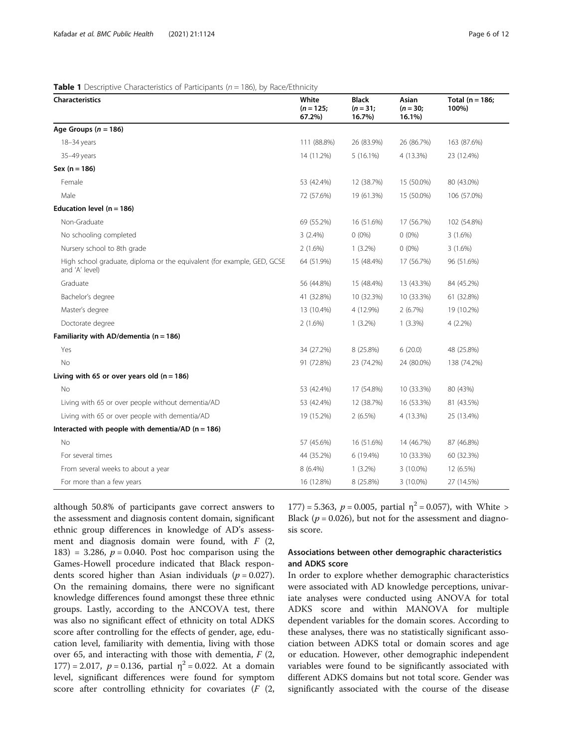**Table 1** Descriptive Characteristics of Participants ($n = 186$), by Race/Ethnicity

| Characteristics | White ($n = 125$; 67.2%) | Black ($n = 31$; 16.7%) | Asian ($n = 30$; 16.1%) | Total (n = 186; 100%) |
|---|---|---|---|---|
| **Age Groups ($n = 186$)** | | | | |
| 18–34 years | 111 (88.8%) | 26 (83.9%) | 26 (86.7%) | 163 (87.6%) |
| 35–49 years | 14 (11.2%) | 5 (16.1%) | 4 (13.3%) | 23 (12.4%) |
| **Sex (n = 186)** | | | | |
| Female | 53 (42.4%) | 12 (38.7%) | 15 (50.0%) | 80 (43.0%) |
| Male | 72 (57.6%) | 19 (61.3%) | 15 (50.0%) | 106 (57.0%) |
| **Education level (n = 186)** | | | | |
| Non-Graduate | 69 (55.2%) | 16 (51.6%) | 17 (56.7%) | 102 (54.8%) |
| No schooling completed | 3 (2.4%) | 0 (0%) | 0 (0%) | 3 (1.6%) |
| Nursery school to 8th grade | 2 (1.6%) | 1 (3.2%) | 0 (0%) | 3 (1.6%) |
| High school graduate, diploma or the equivalent (for example, GED, GCSE and 'A' level) | 64 (51.9%) | 15 (48.4%) | 17 (56.7%) | 96 (51.6%) |
| Graduate | 56 (44.8%) | 15 (48.4%) | 13 (43.3%) | 84 (45.2%) |
| Bachelor's degree | 41 (32.8%) | 10 (32.3%) | 10 (33.3%) | 61 (32.8%) |
| Master's degree | 13 (10.4%) | 4 (12.9%) | 2 (6.7%) | 19 (10.2%) |
| Doctorate degree | 2 (1.6%) | 1 (3.2%) | 1 (3.3%) | 4 (2.2%) |
| **Familiarity with AD/dementia (n = 186)** | | | | |
| Yes | 34 (27.2%) | 8 (25.8%) | 6 (20.0) | 48 (25.8%) |
| No | 91 (72.8%) | 23 (74.2%) | 24 (80.0%) | 138 (74.2%) |
| **Living with 65 or over years old (n = 186)** | | | | |
| No | 53 (42.4%) | 17 (54.8%) | 10 (33.3%) | 80 (43%) |
| Living with 65 or over people without dementia/AD | 53 (42.4%) | 12 (38.7%) | 16 (53.3%) | 81 (43.5%) |
| Living with 65 or over people with dementia/AD | 19 (15.2%) | 2 (6.5%) | 4 (13.3%) | 25 (13.4%) |
| **Interacted with people with dementia/AD (n = 186)** | | | | |
| No | 57 (45.6%) | 16 (51.6%) | 14 (46.7%) | 87 (46.8%) |
| For several times | 44 (35.2%) | 6 (19.4%) | 10 (33.3%) | 60 (32.3%) |
| From several weeks to about a year | 8 (6.4%) | 1 (3.2%) | 3 (10.0%) | 12 (6.5%) |
| For more than a few years | 16 (12.8%) | 8 (25.8%) | 3 (10.0%) | 27 (14.5%) |

although 50.8% of participants gave correct answers to the assessment and diagnosis content domain, significant ethnic group differences in knowledge of AD's assessment and diagnosis domain were found, with $F$ (2, 183) = 3.286, $p = 0.040$. Post hoc comparison using the Games-Howell procedure indicated that Black respondents scored higher than Asian individuals ($p = 0.027$). On the remaining domains, there were no significant knowledge differences found amongst these three ethnic groups. Lastly, according to the ANCOVA test, there was also no significant effect of ethnicity on total ADKS score after controlling for the effects of gender, age, education level, familiarity with dementia, living with those over 65, and interacting with those with dementia, $F$ (2, 177) = 2.017, $p = 0.136$, partial $\eta^2 = 0.022$. At a domain level, significant differences were found for symptom score after controlling ethnicity for covariates ($F$ (2, 177) = 5.363, $p = 0.005$, partial $\eta^2 = 0.057$), with White > Black ($p = 0.026$), but not for the assessment and diagnosis score.

## Associations between other demographic characteristics and ADKS score

In order to explore whether demographic characteristics were associated with AD knowledge perceptions, univariate analyses were conducted using ANOVA for total ADKS score and within MANOVA for multiple dependent variables for the domain scores. According to these analyses, there was no statistically significant association between ADKS total or domain scores and age or education. However, other demographic independent variables were found to be significantly associated with different ADKS domains but not total score. Gender was significantly associated with the course of the disease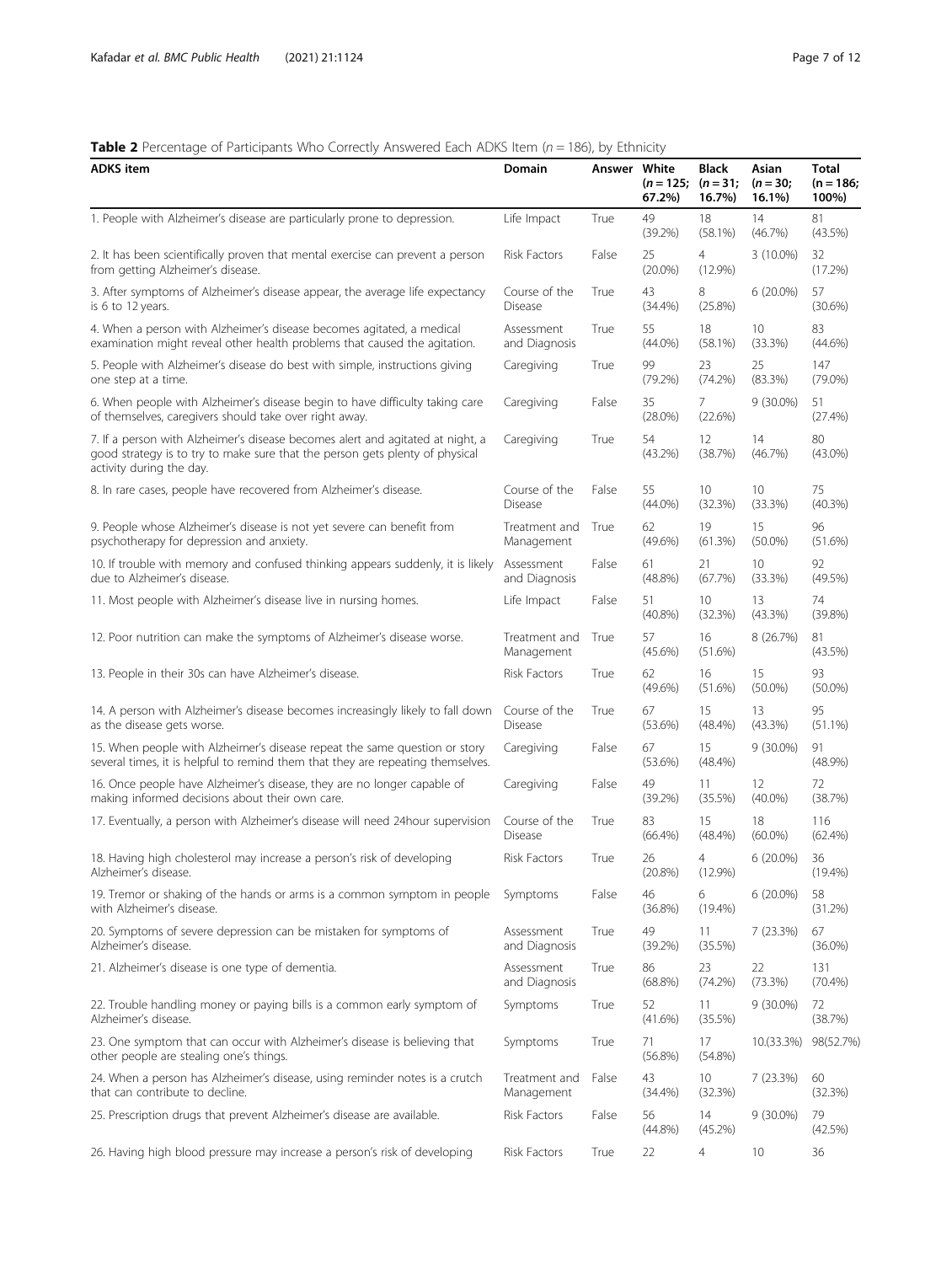**Table 2** Percentage of Participants Who Correctly Answered Each ADKS Item (n = 186), by Ethnicity

| ADKS item | Domain | Answer | White (n = 125; 67.2%) | Black (n = 31; 16.7%) | Asian (n = 30; 16.1%) | Total (n = 186; 100%) |
|---|---|---|---|---|---|---|
| 1. People with Alzheimer's disease are particularly prone to depression. | Life Impact | True | 49 (39.2%) | 18 (58.1%) | 14 (46.7%) | 81 (43.5%) |
| 2. It has been scientifically proven that mental exercise can prevent a person from getting Alzheimer's disease. | Risk Factors | False | 25 (20.0%) | 4 (12.9%) | 3 (10.0%) | 32 (17.2%) |
| 3. After symptoms of Alzheimer's disease appear, the average life expectancy is 6 to 12 years. | Course of the Disease | True | 43 (34.4%) | 8 (25.8%) | 6 (20.0%) | 57 (30.6%) |
| 4. When a person with Alzheimer's disease becomes agitated, a medical examination might reveal other health problems that caused the agitation. | Assessment and Diagnosis | True | 55 (44.0%) | 18 (58.1%) | 10 (33.3%) | 83 (44.6%) |
| 5. People with Alzheimer's disease do best with simple, instructions giving one step at a time. | Caregiving | True | 99 (79.2%) | 23 (74.2%) | 25 (83.3%) | 147 (79.0%) |
| 6. When people with Alzheimer's disease begin to have difficulty taking care of themselves, caregivers should take over right away. | Caregiving | False | 35 (28.0%) | 7 (22.6%) | 9 (30.0%) | 51 (27.4%) |
| 7. If a person with Alzheimer's disease becomes alert and agitated at night, a good strategy is to try to make sure that the person gets plenty of physical activity during the day. | Caregiving | True | 54 (43.2%) | 12 (38.7%) | 14 (46.7%) | 80 (43.0%) |
| 8. In rare cases, people have recovered from Alzheimer's disease. | Course of the Disease | False | 55 (44.0%) | 10 (32.3%) | 10 (33.3%) | 75 (40.3%) |
| 9. People whose Alzheimer's disease is not yet severe can benefit from psychotherapy for depression and anxiety. | Treatment and Management | True | 62 (49.6%) | 19 (61.3%) | 15 (50.0%) | 96 (51.6%) |
| 10. If trouble with memory and confused thinking appears suddenly, it is likely due to Alzheimer's disease. | Assessment and Diagnosis | False | 61 (48.8%) | 21 (67.7%) | 10 (33.3%) | 92 (49.5%) |
| 11. Most people with Alzheimer's disease live in nursing homes. | Life Impact | False | 51 (40.8%) | 10 (32.3%) | 13 (43.3%) | 74 (39.8%) |
| 12. Poor nutrition can make the symptoms of Alzheimer's disease worse. | Treatment and Management | True | 57 (45.6%) | 16 (51.6%) | 8 (26.7%) | 81 (43.5%) |
| 13. People in their 30s can have Alzheimer's disease. | Risk Factors | True | 62 (49.6%) | 16 (51.6%) | 15 (50.0%) | 93 (50.0%) |
| 14. A person with Alzheimer's disease becomes increasingly likely to fall down as the disease gets worse. | Course of the Disease | True | 67 (53.6%) | 15 (48.4%) | 13 (43.3%) | 95 (51.1%) |
| 15. When people with Alzheimer's disease repeat the same question or story several times, it is helpful to remind them that they are repeating themselves. | Caregiving | False | 67 (53.6%) | 15 (48.4%) | 9 (30.0%) | 91 (48.9%) |
| 16. Once people have Alzheimer's disease, they are no longer capable of making informed decisions about their own care. | Caregiving | False | 49 (39.2%) | 11 (35.5%) | 12 (40.0%) | 72 (38.7%) |
| 17. Eventually, a person with Alzheimer's disease will need 24hour supervision | Course of the Disease | True | 83 (66.4%) | 15 (48.4%) | 18 (60.0%) | 116 (62.4%) |
| 18. Having high cholesterol may increase a person's risk of developing Alzheimer's disease. | Risk Factors | True | 26 (20.8%) | 4 (12.9%) | 6 (20.0%) | 36 (19.4%) |
| 19. Tremor or shaking of the hands or arms is a common symptom in people with Alzheimer's disease. | Symptoms | False | 46 (36.8%) | 6 (19.4%) | 6 (20.0%) | 58 (31.2%) |
| 20. Symptoms of severe depression can be mistaken for symptoms of Alzheimer's disease. | Assessment and Diagnosis | True | 49 (39.2%) | 11 (35.5%) | 7 (23.3%) | 67 (36.0%) |
| 21. Alzheimer's disease is one type of dementia. | Assessment and Diagnosis | True | 86 (68.8%) | 23 (74.2%) | 22 (73.3%) | 131 (70.4%) |
| 22. Trouble handling money or paying bills is a common early symptom of Alzheimer's disease. | Symptoms | True | 52 (41.6%) | 11 (35.5%) | 9 (30.0%) | 72 (38.7%) |
| 23. One symptom that can occur with Alzheimer's disease is believing that other people are stealing one's things. | Symptoms | True | 71 (56.8%) | 17 (54.8%) | 10.(33.3%) | 98(52.7%) |
| 24. When a person has Alzheimer's disease, using reminder notes is a crutch that can contribute to decline. | Treatment and Management | False | 43 (34.4%) | 10 (32.3%) | 7 (23.3%) | 60 (32.3%) |
| 25. Prescription drugs that prevent Alzheimer's disease are available. | Risk Factors | False | 56 (44.8%) | 14 (45.2%) | 9 (30.0%) | 79 (42.5%) |
| 26. Having high blood pressure may increase a person's risk of developing | Risk Factors | True | 22 | 4 | 10 | 36 |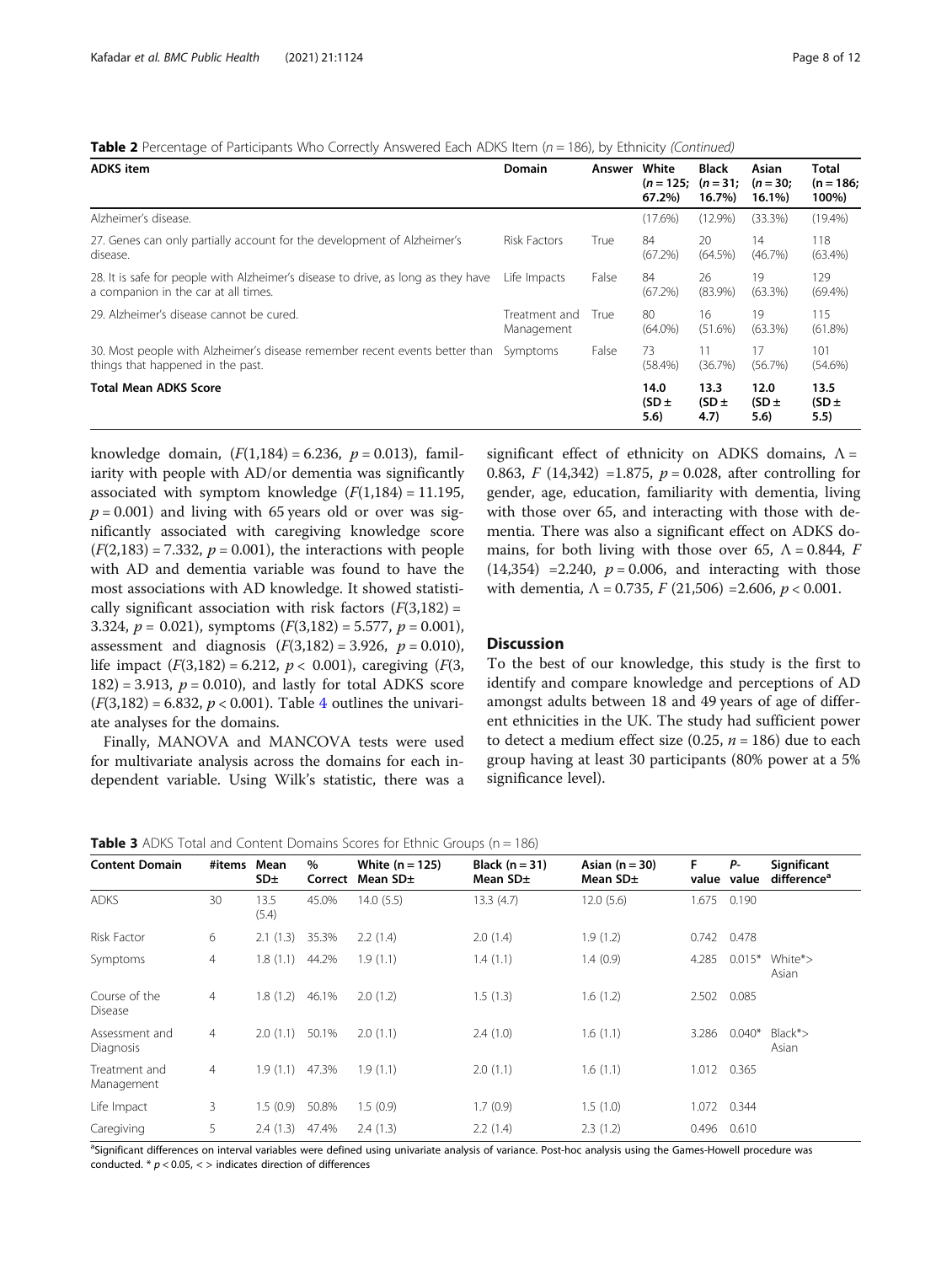**Table 2** Percentage of Participants Who Correctly Answered Each ADKS Item ($n = 186$), by Ethnicity *(Continued)*

| ADKS item | Domain | Answer | White ($n = 125$; 67.2%) | Black ($n = 31$; 16.7%) | Asian ($n = 30$; 16.1%) | Total (n = 186; 100%) |
|---|---|---|---|---|---|---|
| Alzheimer's disease. | | | (17.6%) | (12.9%) | (33.3%) | (19.4%) |
| 27. Genes can only partially account for the development of Alzheimer's disease. | Risk Factors | True | 84 (67.2%) | 20 (64.5%) | 14 (46.7%) | 118 (63.4%) |
| 28. It is safe for people with Alzheimer's disease to drive, as long as they have a companion in the car at all times. | Life Impacts | False | 84 (67.2%) | 26 (83.9%) | 19 (63.3%) | 129 (69.4%) |
| 29. Alzheimer's disease cannot be cured. | Treatment and Management | True | 80 (64.0%) | 16 (51.6%) | 19 (63.3%) | 115 (61.8%) |
| 30. Most people with Alzheimer's disease remember recent events better than things that happened in the past. | Symptoms | False | 73 (58.4%) | 11 (36.7%) | 17 (56.7%) | 101 (54.6%) |
| **Total Mean ADKS Score** | | | **14.0 (SD ± 5.6)** | **13.3 (SD ± 4.7)** | **12.0 (SD ± 5.6)** | **13.5 (SD ± 5.5)** |

knowledge domain, ($F(1,184) = 6.236$, $p = 0.013$), familiarity with people with AD/or dementia was significantly associated with symptom knowledge ($F(1,184) = 11.195$, $p = 0.001$) and living with 65 years old or over was significantly associated with caregiving knowledge score ($F(2,183) = 7.332$, $p = 0.001$), the interactions with people with AD and dementia variable was found to have the most associations with AD knowledge. It showed statistically significant association with risk factors ($F(3,182) = 3.324$, $p = 0.021$), symptoms ($F(3,182) = 5.577$, $p = 0.001$), assessment and diagnosis ($F(3,182) = 3.926$, $p = 0.010$), life impact ($F(3,182) = 6.212$, $p < 0.001$), caregiving ($F(3, 182) = 3.913$, $p = 0.010$), and lastly for total ADKS score ($F(3,182) = 6.832$, $p < 0.001$). Table 4 outlines the univariate analyses for the domains.

Finally, MANOVA and MANCOVA tests were used for multivariate analysis across the domains for each independent variable. Using Wilk's statistic, there was a significant effect of ethnicity on ADKS domains, $\Lambda = 0.863$, $F$ (14,342) =1.875, $p = 0.028$, after controlling for gender, age, education, familiarity with dementia, living with those over 65, and interacting with those with dementia. There was also a significant effect on ADKS domains, for both living with those over 65, $\Lambda = 0.844$, $F$ (14,354) =2.240, $p = 0.006$, and interacting with those with dementia, $\Lambda = 0.735$, $F$ (21,506) =2.606, $p < 0.001$.

## Discussion

To the best of our knowledge, this study is the first to identify and compare knowledge and perceptions of AD amongst adults between 18 and 49 years of age of different ethnicities in the UK. The study had sufficient power to detect a medium effect size (0.25, $n = 186$) due to each group having at least 30 participants (80% power at a 5% significance level).

**Table 3** ADKS Total and Content Domains Scores for Ethnic Groups (n = 186)

| Content Domain | #items | Mean SD± | % Correct | White (n = 125) Mean SD± | Black (n = 31) Mean SD± | Asian (n = 30) Mean SD± | F value | P-value | Significant difference[a] |
|---|---|---|---|---|---|---|---|---|---|
| ADKS | 30 | 13.5 (5.4) | 45.0% | 14.0 (5.5) | 13.3 (4.7) | 12.0 (5.6) | 1.675 | 0.190 | |
| Risk Factor | 6 | 2.1 (1.3) | 35.3% | 2.2 (1.4) | 2.0 (1.4) | 1.9 (1.2) | 0.742 | 0.478 | |
| Symptoms | 4 | 1.8 (1.1) | 44.2% | 1.9 (1.1) | 1.4 (1.1) | 1.4 (0.9) | 4.285 | 0.015* | White*> Asian |
| Course of the Disease | 4 | 1.8 (1.2) | 46.1% | 2.0 (1.2) | 1.5 (1.3) | 1.6 (1.2) | 2.502 | 0.085 | |
| Assessment and Diagnosis | 4 | 2.0 (1.1) | 50.1% | 2.0 (1.1) | 2.4 (1.0) | 1.6 (1.1) | 3.286 | 0.040* | Black*> Asian |
| Treatment and Management | 4 | 1.9 (1.1) | 47.3% | 1.9 (1.1) | 2.0 (1.1) | 1.6 (1.1) | 1.012 | 0.365 | |
| Life Impact | 3 | 1.5 (0.9) | 50.8% | 1.5 (0.9) | 1.7 (0.9) | 1.5 (1.0) | 1.072 | 0.344 | |
| Caregiving | 5 | 2.4 (1.3) | 47.4% | 2.4 (1.3) | 2.2 (1.4) | 2.3 (1.2) | 0.496 | 0.610 | |

[a]Significant differences on interval variables were defined using univariate analysis of variance. Post-hoc analysis using the Games-Howell procedure was conducted. * $p < 0.05$, < > indicates direction of differences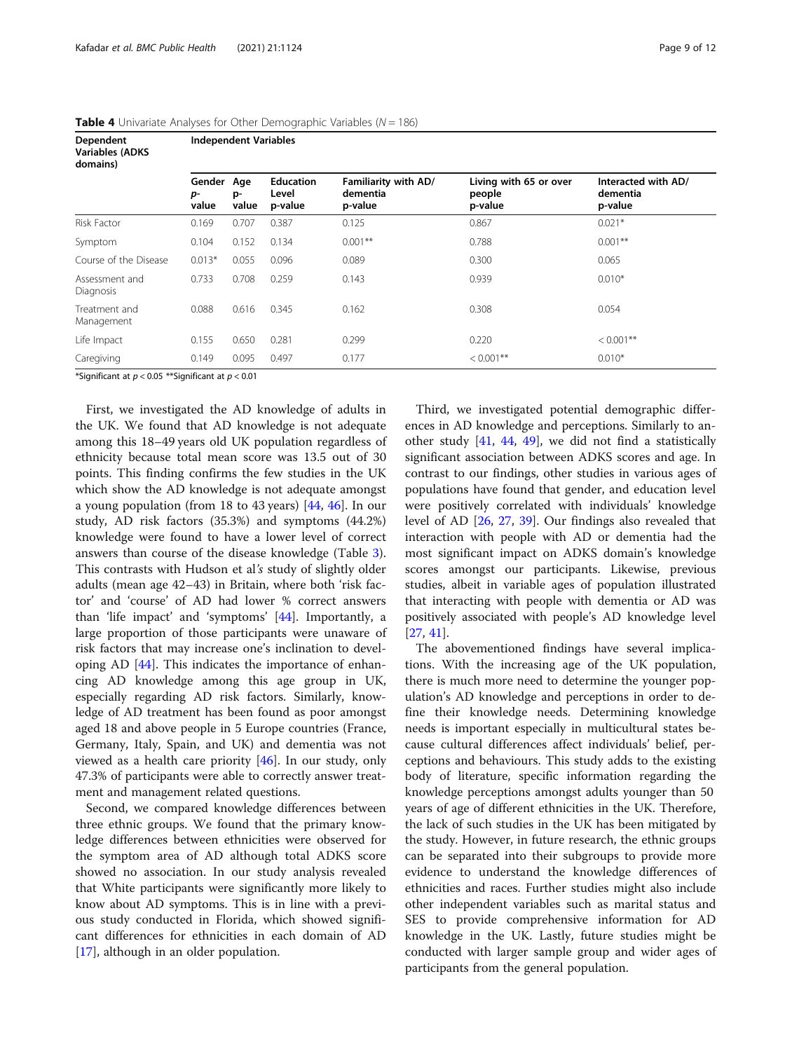**Table 4** Univariate Analyses for Other Demographic Variables ($N = 186$)

| Dependent Variables (ADKS domains) | Independent Variables | | | | | |
|---|---|---|---|---|---|---|
| | Gender *p*-value | Age p-value | Education Level p-value | Familiarity with AD/ dementia p-value | Living with 65 or over people p-value | Interacted with AD/ dementia p-value |
| Risk Factor | 0.169 | 0.707 | 0.387 | 0.125 | 0.867 | 0.021* |
| Symptom | 0.104 | 0.152 | 0.134 | 0.001** | 0.788 | 0.001** |
| Course of the Disease | 0.013* | 0.055 | 0.096 | 0.089 | 0.300 | 0.065 |
| Assessment and Diagnosis | 0.733 | 0.708 | 0.259 | 0.143 | 0.939 | 0.010* |
| Treatment and Management | 0.088 | 0.616 | 0.345 | 0.162 | 0.308 | 0.054 |
| Life Impact | 0.155 | 0.650 | 0.281 | 0.299 | 0.220 | < 0.001** |
| Caregiving | 0.149 | 0.095 | 0.497 | 0.177 | < 0.001** | 0.010* |

*Significant at $p < 0.05$ **Significant at $p < 0.01$

First, we investigated the AD knowledge of adults in the UK. We found that AD knowledge is not adequate among this 18–49 years old UK population regardless of ethnicity because total mean score was 13.5 out of 30 points. This finding confirms the few studies in the UK which show the AD knowledge is not adequate amongst a young population (from 18 to 43 years) [44, 46]. In our study, AD risk factors (35.3%) and symptoms (44.2%) knowledge were found to have a lower level of correct answers than course of the disease knowledge (Table 3). This contrasts with Hudson et al*'s* study of slightly older adults (mean age 42–43) in Britain, where both 'risk factor' and 'course' of AD had lower % correct answers than 'life impact' and 'symptoms' [44]. Importantly, a large proportion of those participants were unaware of risk factors that may increase one's inclination to developing AD [44]. This indicates the importance of enhancing AD knowledge among this age group in UK, especially regarding AD risk factors. Similarly, knowledge of AD treatment has been found as poor amongst aged 18 and above people in 5 Europe countries (France, Germany, Italy, Spain, and UK) and dementia was not viewed as a health care priority [46]. In our study, only 47.3% of participants were able to correctly answer treatment and management related questions.

Second, we compared knowledge differences between three ethnic groups. We found that the primary knowledge differences between ethnicities were observed for the symptom area of AD although total ADKS score showed no association. In our study analysis revealed that White participants were significantly more likely to know about AD symptoms. This is in line with a previous study conducted in Florida, which showed significant differences for ethnicities in each domain of AD [17], although in an older population.

Third, we investigated potential demographic differences in AD knowledge and perceptions. Similarly to another study [41, 44, 49], we did not find a statistically significant association between ADKS scores and age. In contrast to our findings, other studies in various ages of populations have found that gender, and education level were positively correlated with individuals' knowledge level of AD [26, 27, 39]. Our findings also revealed that interaction with people with AD or dementia had the most significant impact on ADKS domain's knowledge scores amongst our participants. Likewise, previous studies, albeit in variable ages of population illustrated that interacting with people with dementia or AD was positively associated with people's AD knowledge level [27, 41].

The abovementioned findings have several implications. With the increasing age of the UK population, there is much more need to determine the younger population's AD knowledge and perceptions in order to define their knowledge needs. Determining knowledge needs is important especially in multicultural states because cultural differences affect individuals' belief, perceptions and behaviours. This study adds to the existing body of literature, specific information regarding the knowledge perceptions amongst adults younger than 50 years of age of different ethnicities in the UK. Therefore, the lack of such studies in the UK has been mitigated by the study. However, in future research, the ethnic groups can be separated into their subgroups to provide more evidence to understand the knowledge differences of ethnicities and races. Further studies might also include other independent variables such as marital status and SES to provide comprehensive information for AD knowledge in the UK. Lastly, future studies might be conducted with larger sample group and wider ages of participants from the general population.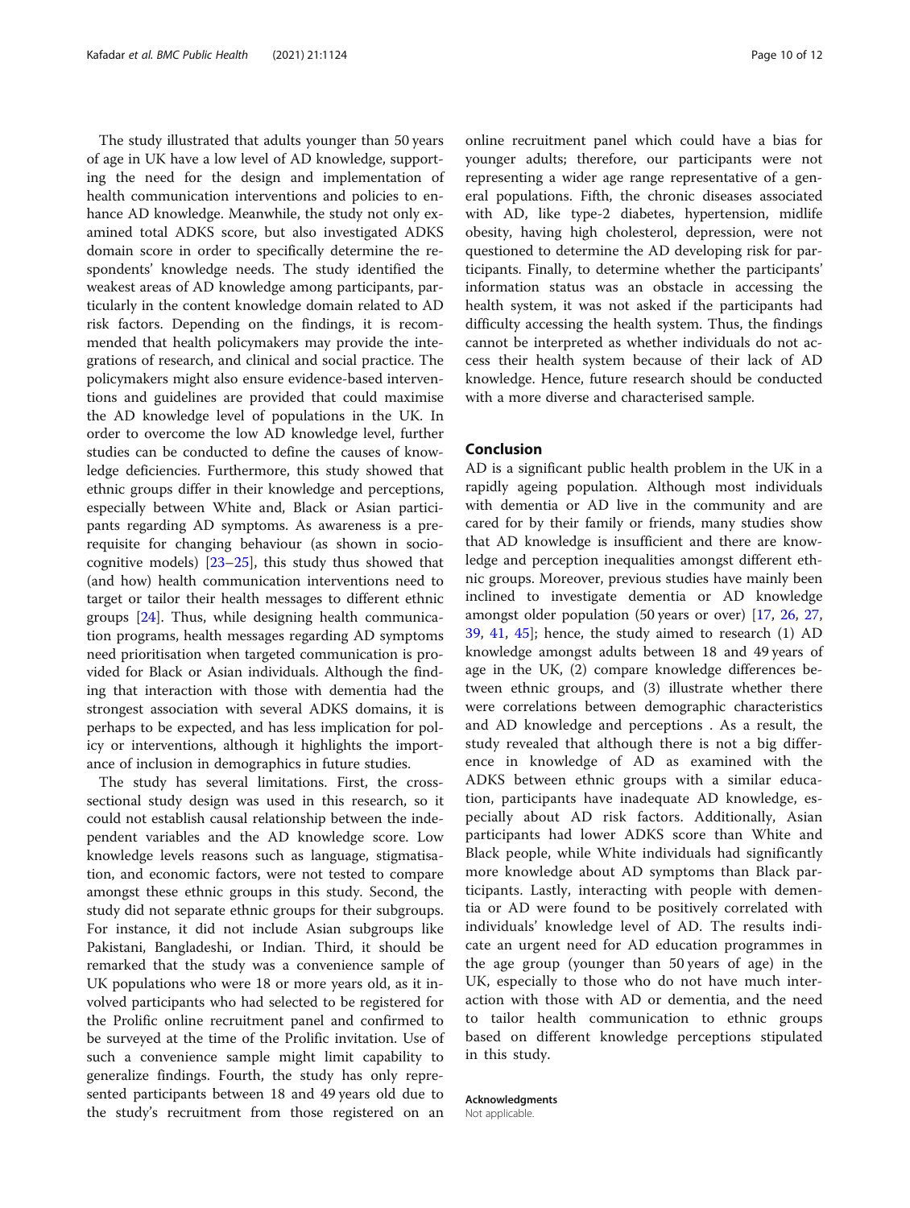The study illustrated that adults younger than 50 years of age in UK have a low level of AD knowledge, supporting the need for the design and implementation of health communication interventions and policies to enhance AD knowledge. Meanwhile, the study not only examined total ADKS score, but also investigated ADKS domain score in order to specifically determine the respondents' knowledge needs. The study identified the weakest areas of AD knowledge among participants, particularly in the content knowledge domain related to AD risk factors. Depending on the findings, it is recommended that health policymakers may provide the integrations of research, and clinical and social practice. The policymakers might also ensure evidence-based interventions and guidelines are provided that could maximise the AD knowledge level of populations in the UK. In order to overcome the low AD knowledge level, further studies can be conducted to define the causes of knowledge deficiencies. Furthermore, this study showed that ethnic groups differ in their knowledge and perceptions, especially between White and, Black or Asian participants regarding AD symptoms. As awareness is a prerequisite for changing behaviour (as shown in socio-cognitive models) [23–25], this study thus showed that (and how) health communication interventions need to target or tailor their health messages to different ethnic groups [24]. Thus, while designing health communication programs, health messages regarding AD symptoms need prioritisation when targeted communication is provided for Black or Asian individuals. Although the finding that interaction with those with dementia had the strongest association with several ADKS domains, it is perhaps to be expected, and has less implication for policy or interventions, although it highlights the importance of inclusion in demographics in future studies.

The study has several limitations. First, the cross-sectional study design was used in this research, so it could not establish causal relationship between the independent variables and the AD knowledge score. Low knowledge levels reasons such as language, stigmatisation, and economic factors, were not tested to compare amongst these ethnic groups in this study. Second, the study did not separate ethnic groups for their subgroups. For instance, it did not include Asian subgroups like Pakistani, Bangladeshi, or Indian. Third, it should be remarked that the study was a convenience sample of UK populations who were 18 or more years old, as it involved participants who had selected to be registered for the Prolific online recruitment panel and confirmed to be surveyed at the time of the Prolific invitation. Use of such a convenience sample might limit capability to generalize findings. Fourth, the study has only represented participants between 18 and 49 years old due to the study's recruitment from those registered on an online recruitment panel which could have a bias for younger adults; therefore, our participants were not representing a wider age range representative of a general populations. Fifth, the chronic diseases associated with AD, like type-2 diabetes, hypertension, midlife obesity, having high cholesterol, depression, were not questioned to determine the AD developing risk for participants. Finally, to determine whether the participants' information status was an obstacle in accessing the health system, it was not asked if the participants had difficulty accessing the health system. Thus, the findings cannot be interpreted as whether individuals do not access their health system because of their lack of AD knowledge. Hence, future research should be conducted with a more diverse and characterised sample.

## Conclusion

AD is a significant public health problem in the UK in a rapidly ageing population. Although most individuals with dementia or AD live in the community and are cared for by their family or friends, many studies show that AD knowledge is insufficient and there are knowledge and perception inequalities amongst different ethnic groups. Moreover, previous studies have mainly been inclined to investigate dementia or AD knowledge amongst older population (50 years or over) [17, 26, 27, 39, 41, 45]; hence, the study aimed to research (1) AD knowledge amongst adults between 18 and 49 years of age in the UK, (2) compare knowledge differences between ethnic groups, and (3) illustrate whether there were correlations between demographic characteristics and AD knowledge and perceptions . As a result, the study revealed that although there is not a big difference in knowledge of AD as examined with the ADKS between ethnic groups with a similar education, participants have inadequate AD knowledge, especially about AD risk factors. Additionally, Asian participants had lower ADKS score than White and Black people, while White individuals had significantly more knowledge about AD symptoms than Black participants. Lastly, interacting with people with dementia or AD were found to be positively correlated with individuals' knowledge level of AD. The results indicate an urgent need for AD education programmes in the age group (younger than 50 years of age) in the UK, especially to those who do not have much interaction with those with AD or dementia, and the need to tailor health communication to ethnic groups based on different knowledge perceptions stipulated in this study.

### Acknowledgments

Not applicable.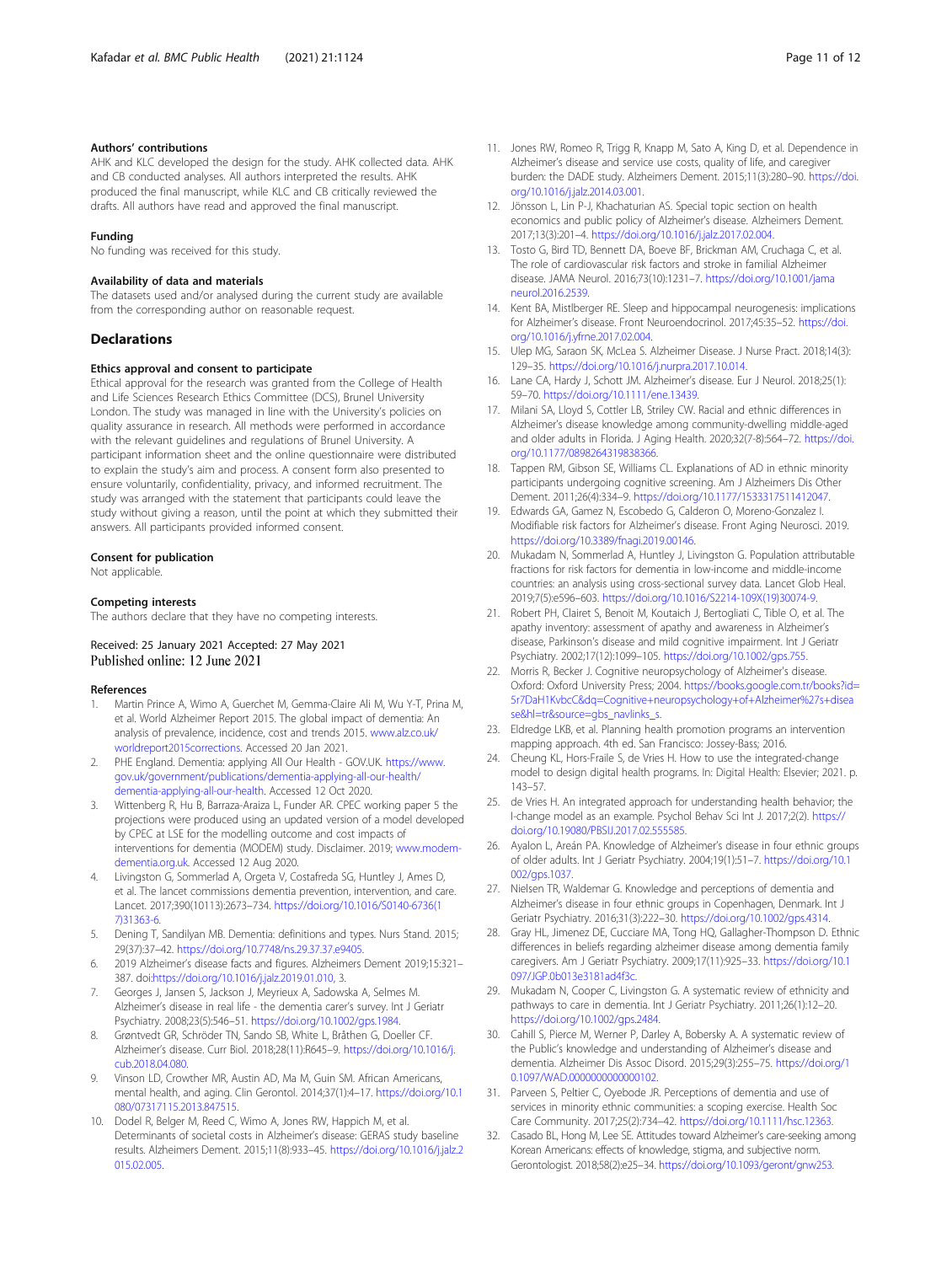### Authors' contributions

AHK and KLC developed the design for the study. AHK collected data. AHK and CB conducted analyses. All authors interpreted the results. AHK produced the final manuscript, while KLC and CB critically reviewed the drafts. All authors have read and approved the final manuscript.

### Funding

No funding was received for this study.

### Availability of data and materials

The datasets used and/or analysed during the current study are available from the corresponding author on reasonable request.

## Declarations

### Ethics approval and consent to participate

Ethical approval for the research was granted from the College of Health and Life Sciences Research Ethics Committee (DCS), Brunel University London. The study was managed in line with the University's policies on quality assurance in research. All methods were performed in accordance with the relevant guidelines and regulations of Brunel University. A participant information sheet and the online questionnaire were distributed to explain the study's aim and process. A consent form also presented to ensure voluntarily, confidentiality, privacy, and informed recruitment. The study was arranged with the statement that participants could leave the study without giving a reason, until the point at which they submitted their answers. All participants provided informed consent.

### Consent for publication

Not applicable.

### Competing interests

The authors declare that they have no competing interests.

Received: 25 January 2021 Accepted: 27 May 2021
Published online: 12 June 2021

### References

1. Martin Prince A, Wimo A, Guerchet M, Gemma-Claire Ali M, Wu Y-T, Prina M, et al. World Alzheimer Report 2015. The global impact of dementia: An analysis of prevalence, incidence, cost and trends 2015. www.alz.co.uk/worldreport2015corrections. Accessed 20 Jan 2021.
2. PHE England. Dementia: applying All Our Health - GOV.UK. https://www.gov.uk/government/publications/dementia-applying-all-our-health/dementia-applying-all-our-health. Accessed 12 Oct 2020.
3. Wittenberg R, Hu B, Barraza-Araiza L, Funder AR. CPEC working paper 5 the projections were produced using an updated version of a model developed by CPEC at LSE for the modelling outcome and cost impacts of interventions for dementia (MODEM) study. Disclaimer. 2019; www.modem-dementia.org.uk. Accessed 12 Aug 2020.
4. Livingston G, Sommerlad A, Orgeta V, Costafreda SG, Huntley J, Ames D, et al. The lancet commissions dementia prevention, intervention, and care. Lancet. 2017;390(10113):2673–734. https://doi.org/10.1016/S0140-6736(17)31363-6.
5. Dening T, Sandilyan MB. Dementia: definitions and types. Nurs Stand. 2015;29(37):37–42. https://doi.org/10.7748/ns.29.37.37.e9405.
6. 2019 Alzheimer's disease facts and figures. Alzheimers Dement 2019;15:321–387. doi:https://doi.org/10.1016/j.jalz.2019.01.010, 3.
7. Georges J, Jansen S, Jackson J, Meyrieux A, Sadowska A, Selmes M. Alzheimer's disease in real life - the dementia carer's survey. Int J Geriatr Psychiatry. 2008;23(5):546–51. https://doi.org/10.1002/gps.1984.
8. Grøntvedt GR, Schröder TN, Sando SB, White L, Bråthen G, Doeller CF. Alzheimer's disease. Curr Biol. 2018;28(11):R645–9. https://doi.org/10.1016/j.cub.2018.04.080.
9. Vinson LD, Crowther MR, Austin AD, Ma M, Guin SM. African Americans, mental health, and aging. Clin Gerontol. 2014;37(1):4–17. https://doi.org/10.1080/07317115.2013.847515.
10. Dodel R, Belger M, Reed C, Wimo A, Jones RW, Happich M, et al. Determinants of societal costs in Alzheimer's disease: GERAS study baseline results. Alzheimers Dement. 2015;11(8):933–45. https://doi.org/10.1016/j.jalz.2015.02.005.
11. Jones RW, Romeo R, Trigg R, Knapp M, Sato A, King D, et al. Dependence in Alzheimer's disease and service use costs, quality of life, and caregiver burden: the DADE study. Alzheimers Dement. 2015;11(3):280–90. https://doi.org/10.1016/j.jalz.2014.03.001.
12. Jönsson L, Lin P-J, Khachaturian AS. Special topic section on health economics and public policy of Alzheimer's disease. Alzheimers Dement. 2017;13(3):201–4. https://doi.org/10.1016/j.jalz.2017.02.004.
13. Tosto G, Bird TD, Bennett DA, Boeve BF, Brickman AM, Cruchaga C, et al. The role of cardiovascular risk factors and stroke in familial Alzheimer disease. JAMA Neurol. 2016;73(10):1231–7. https://doi.org/10.1001/jamaneurol.2016.2539.
14. Kent BA, Mistlberger RE. Sleep and hippocampal neurogenesis: implications for Alzheimer's disease. Front Neuroendocrinol. 2017;45:35–52. https://doi.org/10.1016/j.yfrne.2017.02.004.
15. Ulep MG, Saraon SK, McLea S. Alzheimer Disease. J Nurse Pract. 2018;14(3):129–35. https://doi.org/10.1016/j.nurpra.2017.10.014.
16. Lane CA, Hardy J, Schott JM. Alzheimer's disease. Eur J Neurol. 2018;25(1):59–70. https://doi.org/10.1111/ene.13439.
17. Milani SA, Lloyd S, Cottler LB, Striley CW. Racial and ethnic differences in Alzheimer's disease knowledge among community-dwelling middle-aged and older adults in Florida. J Aging Health. 2020;32(7-8):564–72. https://doi.org/10.1177/0898264319838366.
18. Tappen RM, Gibson SE, Williams CL. Explanations of AD in ethnic minority participants undergoing cognitive screening. Am J Alzheimers Dis Other Dement. 2011;26(4):334–9. https://doi.org/10.1177/1533317511412047.
19. Edwards GA, Gamez N, Escobedo G, Calderon O, Moreno-Gonzalez I. Modifiable risk factors for Alzheimer's disease. Front Aging Neurosci. 2019. https://doi.org/10.3389/fnagi.2019.00146.
20. Mukadam N, Sommerlad A, Huntley J, Livingston G. Population attributable fractions for risk factors for dementia in low-income and middle-income countries: an analysis using cross-sectional survey data. Lancet Glob Heal. 2019;7(5):e596–603. https://doi.org/10.1016/S2214-109X(19)30074-9.
21. Robert PH, Clairet S, Benoit M, Koutaich J, Bertogliati C, Tible O, et al. The apathy inventory: assessment of apathy and awareness in Alzheimer's disease, Parkinson's disease and mild cognitive impairment. Int J Geriatr Psychiatry. 2002;17(12):1099–105. https://doi.org/10.1002/gps.755.
22. Morris R, Becker J. Cognitive neuropsychology of Alzheimer's disease. Oxford: Oxford University Press; 2004. https://books.google.com.tr/books?id=5r7DaH1KvbcC&dq=Cognitive+neuropsychology+of+Alzheimer%27s+disease&hl=tr&source=gbs_navlinks_s.
23. Eldredge LKB, et al. Planning health promotion programs an intervention mapping approach. 4th ed. San Francisco: Jossey-Bass; 2016.
24. Cheung KL, Hors-Fraile S, de Vries H. How to use the integrated-change model to design digital health programs. In: Digital Health: Elsevier; 2021. p. 143–57.
25. de Vries H. An integrated approach for understanding health behavior; the I-change model as an example. Psychol Behav Sci Int J. 2017;2(2). https://doi.org/10.19080/PBSIJ.2017.02.555585.
26. Ayalon L, Areán PA. Knowledge of Alzheimer's disease in four ethnic groups of older adults. Int J Geriatr Psychiatry. 2004;19(1):51–7. https://doi.org/10.1002/gps.1037.
27. Nielsen TR, Waldemar G. Knowledge and perceptions of dementia and Alzheimer's disease in four ethnic groups in Copenhagen, Denmark. Int J Geriatr Psychiatry. 2016;31(3):222–30. https://doi.org/10.1002/gps.4314.
28. Gray HL, Jimenez DE, Cucciare MA, Tong HQ, Gallagher-Thompson D. Ethnic differences in beliefs regarding alzheimer disease among dementia family caregivers. Am J Geriatr Psychiatry. 2009;17(11):925–33. https://doi.org/10.1097/JGP.0b013e3181ad4f3c.
29. Mukadam N, Cooper C, Livingston G. A systematic review of ethnicity and pathways to care in dementia. Int J Geriatr Psychiatry. 2011;26(1):12–20. https://doi.org/10.1002/gps.2484.
30. Cahill S, Pierce M, Werner P, Darley A, Bobersky A. A systematic review of the Public's knowledge and understanding of Alzheimer's disease and dementia. Alzheimer Dis Assoc Disord. 2015;29(3):255–75. https://doi.org/10.1097/WAD.0000000000000102.
31. Parveen S, Peltier C, Oyebode JR. Perceptions of dementia and use of services in minority ethnic communities: a scoping exercise. Health Soc Care Community. 2017;25(2):734–42. https://doi.org/10.1111/hsc.12363.
32. Casado BL, Hong M, Lee SE. Attitudes toward Alzheimer's care-seeking among Korean Americans: effects of knowledge, stigma, and subjective norm. Gerontologist. 2018;58(2):e25–34. https://doi.org/10.1093/geront/gnw253.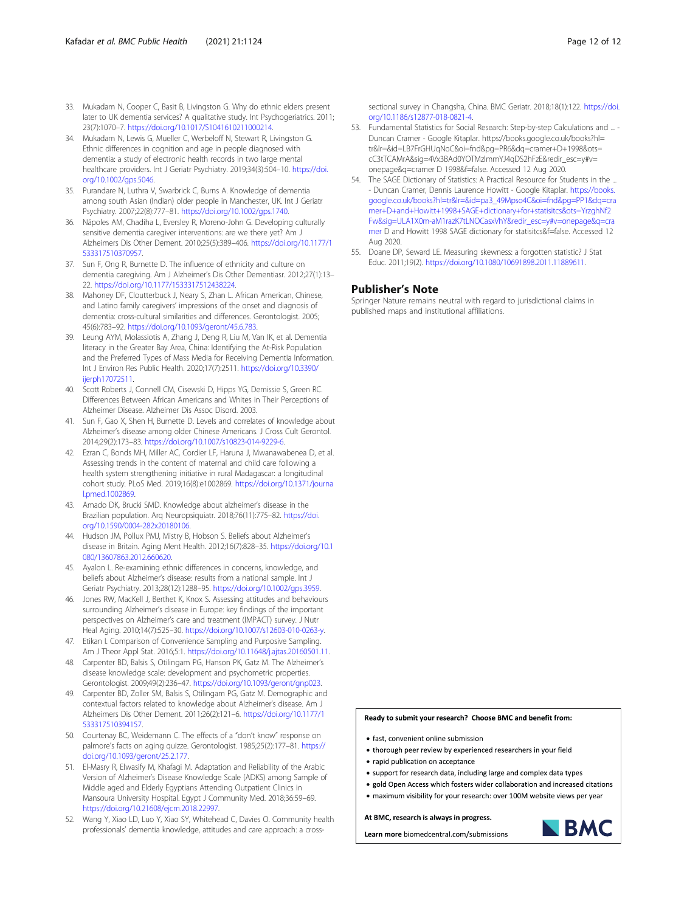33. Mukadam N, Cooper C, Basit B, Livingston G. Why do ethnic elders present later to UK dementia services? A qualitative study. Int Psychogeriatrics. 2011; 23(7):1070–7. https://doi.org/10.1017/S1041610211000214.
34. Mukadam N, Lewis G, Mueller C, Werbeloff N, Stewart R, Livingston G. Ethnic differences in cognition and age in people diagnosed with dementia: a study of electronic health records in two large mental healthcare providers. Int J Geriatr Psychiatry. 2019;34(3):504–10. https://doi.org/10.1002/gps.5046.
35. Purandare N, Luthra V, Swarbrick C, Burns A. Knowledge of dementia among south Asian (Indian) older people in Manchester, UK. Int J Geriatr Psychiatry. 2007;22(8):777–81. https://doi.org/10.1002/gps.1740.
36. Nápoles AM, Chadiha L, Eversley R, Moreno-John G. Developing culturally sensitive dementia caregiver interventions: are we there yet? Am J Alzheimers Dis Other Dement. 2010;25(5):389–406. https://doi.org/10.1177/1533317510370957.
37. Sun F, Ong R, Burnette D. The influence of ethnicity and culture on dementia caregiving. Am J Alzheimer's Dis Other Dementiasr. 2012;27(1):13–22. https://doi.org/10.1177/1533317512438224.
38. Mahoney DF, Cloutterbuck J, Neary S, Zhan L. African American, Chinese, and Latino family caregivers' impressions of the onset and diagnosis of dementia: cross-cultural similarities and differences. Gerontologist. 2005; 45(6):783–92. https://doi.org/10.1093/geront/45.6.783.
39. Leung AYM, Molassiotis A, Zhang J, Deng R, Liu M, Van IK, et al. Dementia literacy in the Greater Bay Area, China: Identifying the At-Risk Population and the Preferred Types of Mass Media for Receiving Dementia Information. Int J Environ Res Public Health. 2020;17(7):2511. https://doi.org/10.3390/ijerph17072511.
40. Scott Roberts J, Connell CM, Cisewski D, Hipps YG, Demisse S, Green RC. Differences Between African Americans and Whites in Their Perceptions of Alzheimer Disease. Alzheimer Dis Assoc Disord. 2003.
41. Sun F, Gao X, Shen H, Burnette D. Levels and correlates of knowledge about Alzheimer's disease among older Chinese Americans. J Cross Cult Gerontol. 2014;29(2):173–83. https://doi.org/10.1007/s10823-014-9229-6.
42. Ezran C, Bonds MH, Miller AC, Cordier LF, Haruna J, Mwanawabenea D, et al. Assessing trends in the content of maternal and child care following a health system strengthening initiative in rural Madagascar: a longitudinal cohort study. PLoS Med. 2019;16(8):e1002869. https://doi.org/10.1371/journal.pmed.1002869.
43. Amado DK, Brucki SMD. Knowledge about alzheimer's disease in the Brazilian population. Arq Neuropsiquiatr. 2018;76(11):775–82. https://doi.org/10.1590/0004-282x20180106.
44. Hudson JM, Pollux PMJ, Mistry B, Hobson S. Beliefs about Alzheimer's disease in Britain. Aging Ment Health. 2012;16(7):828–35. https://doi.org/10.1080/13607863.2012.660620.
45. Ayalon L. Re-examining ethnic differences in concerns, knowledge, and beliefs about Alzheimer's disease: results from a national sample. Int J Geriatr Psychiatry. 2013;28(12):1288–95. https://doi.org/10.1002/gps.3959.
46. Jones RW, MacKell J, Berthet K, Knox S. Assessing attitudes and behaviours surrounding Alzheimer's disease in Europe: key findings of the important perspectives on Alzheimer's care and treatment (IMPACT) survey. J Nutr Heal Aging. 2010;14(7):525–30. https://doi.org/10.1007/s12603-010-0263-y.
47. Etikan I. Comparison of Convenience Sampling and Purposive Sampling. Am J Theor Appl Stat. 2016;5:1. https://doi.org/10.11648/j.ajtas.20160501.11.
48. Carpenter BD, Balsis S, Otilingam PG, Hanson PK, Gatz M. The Alzheimer's disease knowledge scale: development and psychometric properties. Gerontologist. 2009;49(2):236–47. https://doi.org/10.1093/geront/gnp023.
49. Carpenter BD, Zoller SM, Balsis S, Otilingam PG, Gatz M. Demographic and contextual factors related to knowledge about Alzheimer's disease. Am J Alzheimers Dis Other Dement. 2011;26(2):121–6. https://doi.org/10.1177/1533317510394157.
50. Courtenay BC, Weidemann C. The effects of a "don't know" response on palmore's facts on aging quizze. Gerontologist. 1985;25(2):177–81. https://doi.org/10.1093/geront/25.2.177.
51. El-Masry R, Elwasify M, Khafagi M. Adaptation and Reliability of the Arabic Version of Alzheimer's Disease Knowledge Scale (ADKS) among Sample of Middle aged and Elderly Egyptians Attending Outpatient Clinics in Mansoura University Hospital. Egypt J Community Med. 2018;36:59–69. https://doi.org/10.21608/ejcm.2018.22997.
52. Wang Y, Xiao LD, Luo Y, Xiao SY, Whitehead C, Davies O. Community health professionals' dementia knowledge, attitudes and care approach: a cross-sectional survey in Changsha, China. BMC Geriatr. 2018;18(1):122. https://doi.org/10.1186/s12877-018-0821-4.
53. Fundamental Statistics for Social Research: Step-by-step Calculations and ... - Duncan Cramer - Google Kitaplar. https://books.google.co.uk/books?hl=tr&lr=&id=LB7FrGHUqNoC&oi=fnd&pg=PR6&dq=cramer+D+1998&ots=cC3tTCAMrA&sig=4Vx3BAd0YOTMzlmmYJ4qDS2hFzE&redir_esc=y#v=onepage&q=cramer D 1998&f=false. Accessed 12 Aug 2020.
54. The SAGE Dictionary of Statistics: A Practical Resource for Students in the ... - Duncan Cramer, Dennis Laurence Howitt - Google Kitaplar. https://books.google.co.uk/books?hl=tr&lr=&id=pa3_49Mpso4C&oi=fnd&pg=PP1&dq=cramer+D+and+Howitt+1998+SAGE+dictionary+for+statisitcs&ots=YrzghNf2Fw&sig=ULA1X0m-aM1razK7tLNOCasxVhY&redir_esc=y#v=onepage&q=cramer D and Howitt 1998 SAGE dictionary for statisitcs&f=false. Accessed 12 Aug 2020.
55. Doane DP, Seward LE. Measuring skewness: a forgotten statistic? J Stat Educ. 2011;19(2). https://doi.org/10.1080/10691898.2011.11889611.

## Publisher's Note

Springer Nature remains neutral with regard to jurisdictional claims in published maps and institutional affiliations.

**Ready to submit your research? Choose BMC and benefit from:**

- fast, convenient online submission
- thorough peer review by experienced researchers in your field
- rapid publication on acceptance
- support for research data, including large and complex data types
- gold Open Access which fosters wider collaboration and increased citations
- maximum visibility for your research: over 100M website views per year

**At BMC, research is always in progress.**

**Learn more** biomedcentral.com/submissions

BMC